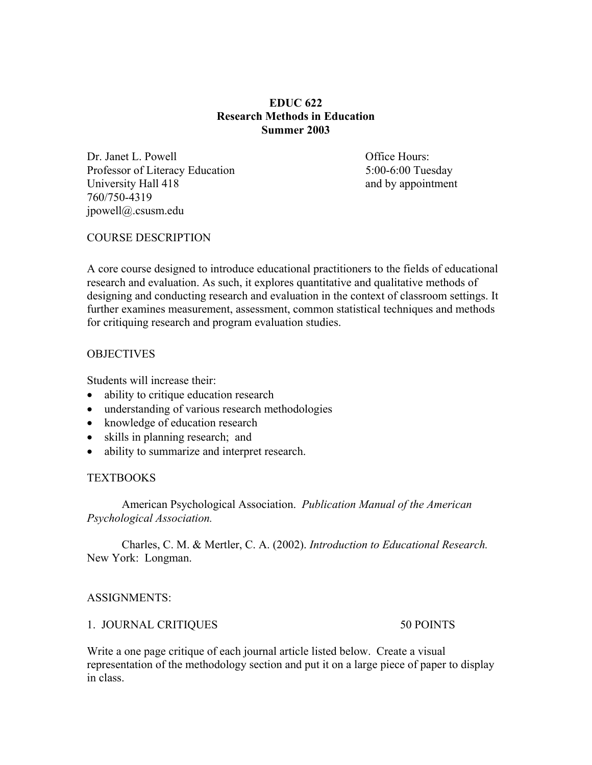# EDUC 622
## Research Methods in Education
### Summer 2003

Dr. Janet L. Powell
Professor of Literacy Education
University Hall 418
760/750-4319
jpowell@.csusm.edu

Office Hours:
5:00-6:00 Tuesday
and by appointment

## COURSE DESCRIPTION

A core course designed to introduce educational practitioners to the fields of educational research and evaluation. As such, it explores quantitative and qualitative methods of designing and conducting research and evaluation in the context of classroom settings. It further examines measurement, assessment, common statistical techniques and methods for critiquing research and program evaluation studies.

## OBJECTIVES

Students will increase their:

- ability to critique education research
- understanding of various research methodologies
- knowledge of education research
- skills in planning research; and
- ability to summarize and interpret research.

## TEXTBOOKS

American Psychological Association. *Publication Manual of the American Psychological Association.*

Charles, C. M. & Mertler, C. A. (2002). *Introduction to Educational Research.* New York: Longman.

## ASSIGNMENTS:

### 1. JOURNAL CRITIQUES — 50 POINTS

Write a one page critique of each journal article listed below. Create a visual representation of the methodology section and put it on a large piece of paper to display in class.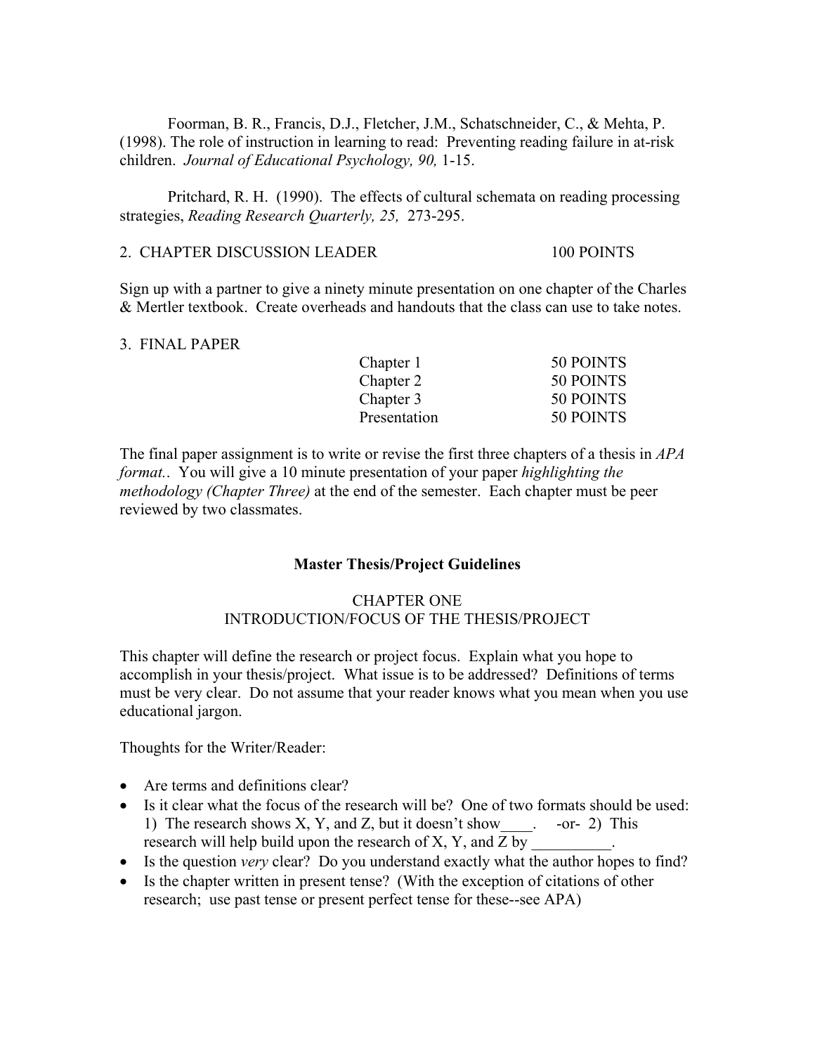Foorman, B. R., Francis, D.J., Fletcher, J.M., Schatschneider, C., & Mehta, P. (1998). The role of instruction in learning to read: Preventing reading failure in at-risk children. *Journal of Educational Psychology, 90,* 1-15.

Pritchard, R. H. (1990). The effects of cultural schemata on reading processing strategies, *Reading Research Quarterly, 25,* 273-295.

2. CHAPTER DISCUSSION LEADER 100 POINTS

Sign up with a partner to give a ninety minute presentation on one chapter of the Charles & Mertler textbook. Create overheads and handouts that the class can use to take notes.

3. FINAL PAPER

| | |
|---|---|
| Chapter 1 | 50 POINTS |
| Chapter 2 | 50 POINTS |
| Chapter 3 | 50 POINTS |
| Presentation | 50 POINTS |

The final paper assignment is to write or revise the first three chapters of a thesis in *APA format.*. You will give a 10 minute presentation of your paper *highlighting the methodology (Chapter Three)* at the end of the semester. Each chapter must be peer reviewed by two classmates.

## Master Thesis/Project Guidelines

### CHAPTER ONE
### INTRODUCTION/FOCUS OF THE THESIS/PROJECT

This chapter will define the research or project focus. Explain what you hope to accomplish in your thesis/project. What issue is to be addressed? Definitions of terms must be very clear. Do not assume that your reader knows what you mean when you use educational jargon.

Thoughts for the Writer/Reader:

- Are terms and definitions clear?
- Is it clear what the focus of the research will be? One of two formats should be used: 1) The research shows X, Y, and Z, but it doesn't show____. -or- 2) This research will help build upon the research of X, Y, and Z by __________.
- Is the question *very* clear? Do you understand exactly what the author hopes to find?
- Is the chapter written in present tense? (With the exception of citations of other research; use past tense or present perfect tense for these--see APA)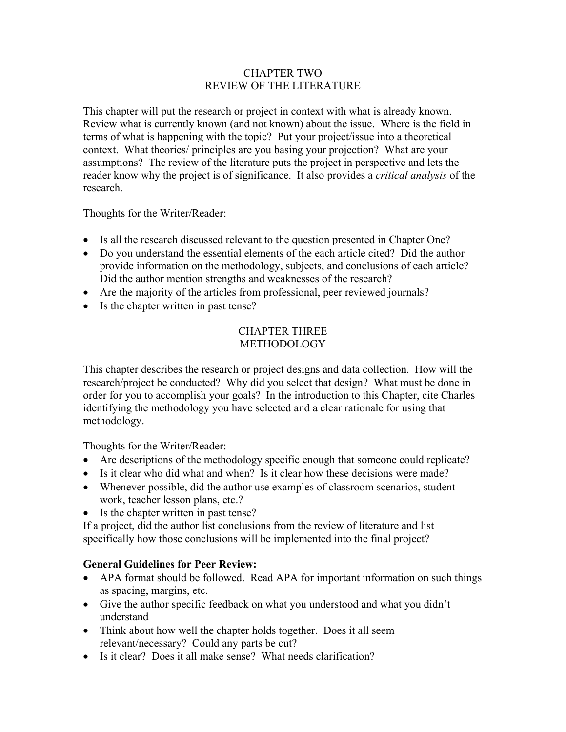## CHAPTER TWO
## REVIEW OF THE LITERATURE

This chapter will put the research or project in context with what is already known. Review what is currently known (and not known) about the issue. Where is the field in terms of what is happening with the topic? Put your project/issue into a theoretical context. What theories/ principles are you basing your projection? What are your assumptions? The review of the literature puts the project in perspective and lets the reader know why the project is of significance. It also provides a *critical analysis* of the research.

Thoughts for the Writer/Reader:

- Is all the research discussed relevant to the question presented in Chapter One?
- Do you understand the essential elements of the each article cited? Did the author provide information on the methodology, subjects, and conclusions of each article? Did the author mention strengths and weaknesses of the research?
- Are the majority of the articles from professional, peer reviewed journals?
- Is the chapter written in past tense?

## CHAPTER THREE
## METHODOLOGY

This chapter describes the research or project designs and data collection. How will the research/project be conducted? Why did you select that design? What must be done in order for you to accomplish your goals? In the introduction to this Chapter, cite Charles identifying the methodology you have selected and a clear rationale for using that methodology.

Thoughts for the Writer/Reader:

- Are descriptions of the methodology specific enough that someone could replicate?
- Is it clear who did what and when? Is it clear how these decisions were made?
- Whenever possible, did the author use examples of classroom scenarios, student work, teacher lesson plans, etc.?
- Is the chapter written in past tense?

If a project, did the author list conclusions from the review of literature and list specifically how those conclusions will be implemented into the final project?

**General Guidelines for Peer Review:**

- APA format should be followed. Read APA for important information on such things as spacing, margins, etc.
- Give the author specific feedback on what you understood and what you didn't understand
- Think about how well the chapter holds together. Does it all seem relevant/necessary? Could any parts be cut?
- Is it clear? Does it all make sense? What needs clarification?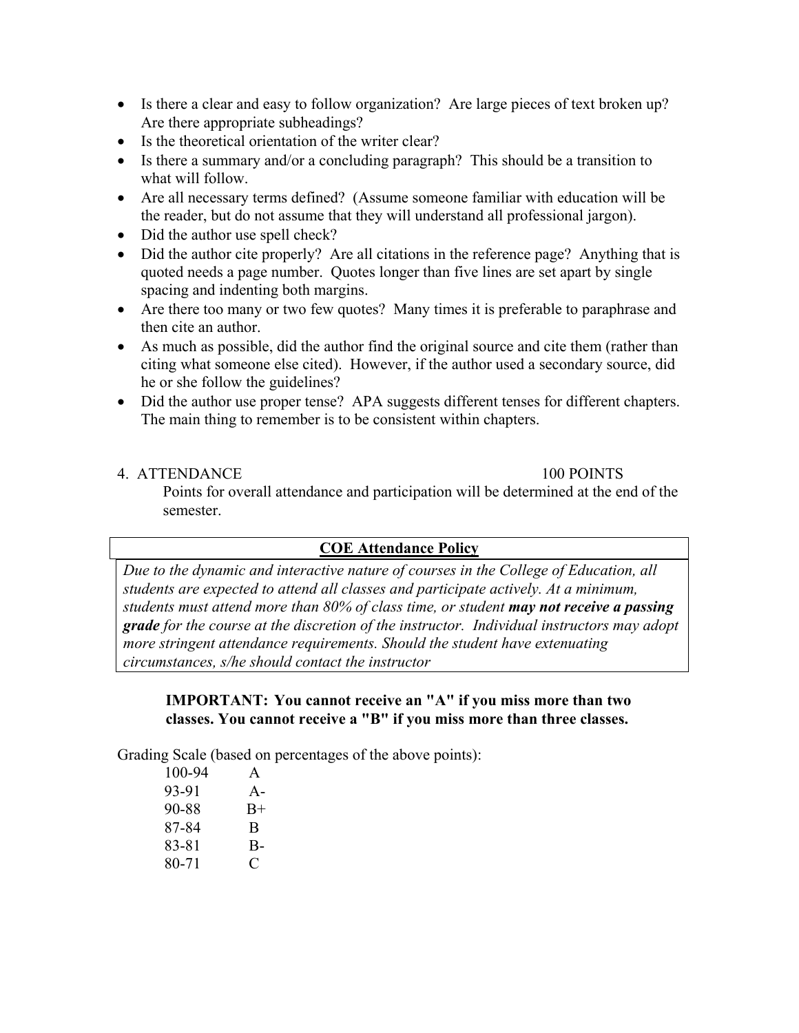- Is there a clear and easy to follow organization? Are large pieces of text broken up? Are there appropriate subheadings?
- Is the theoretical orientation of the writer clear?
- Is there a summary and/or a concluding paragraph? This should be a transition to what will follow.
- Are all necessary terms defined? (Assume someone familiar with education will be the reader, but do not assume that they will understand all professional jargon).
- Did the author use spell check?
- Did the author cite properly? Are all citations in the reference page? Anything that is quoted needs a page number. Quotes longer than five lines are set apart by single spacing and indenting both margins.
- Are there too many or two few quotes? Many times it is preferable to paraphrase and then cite an author.
- As much as possible, did the author find the original source and cite them (rather than citing what someone else cited). However, if the author used a secondary source, did he or she follow the guidelines?
- Did the author use proper tense? APA suggests different tenses for different chapters. The main thing to remember is to be consistent within chapters.

4. ATTENDANCE 100 POINTS

Points for overall attendance and participation will be determined at the end of the semester.

**COE Attendance Policy**

*Due to the dynamic and interactive nature of courses in the College of Education, all students are expected to attend all classes and participate actively. At a minimum, students must attend more than 80% of class time, or student **may not receive a passing grade** for the course at the discretion of the instructor. Individual instructors may adopt more stringent attendance requirements. Should the student have extenuating circumstances, s/he should contact the instructor*

**IMPORTANT: You cannot receive an "A" if you miss more than two classes. You cannot receive a "B" if you miss more than three classes.**

Grading Scale (based on percentages of the above points):

| | |
|---|---|
| 100-94 | A |
| 93-91 | A- |
| 90-88 | B+ |
| 87-84 | B |
| 83-81 | B- |
| 80-71 | C |